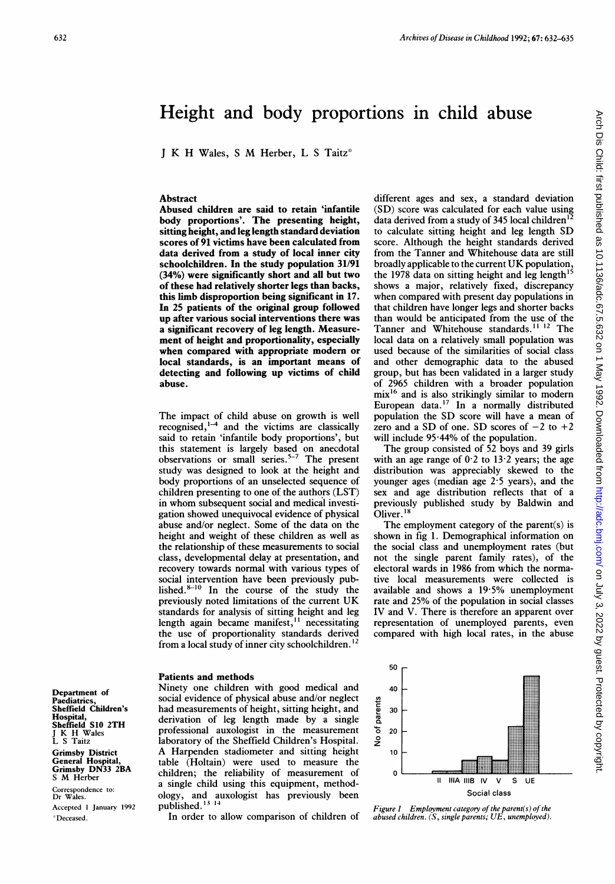# Height and body proportions in child abuse

J K H Wales, S M Herber, L S Taitz*

## Abstract

**Abused children are said to retain 'infantile body proportions'. The presenting height, sitting height, and leg length standard deviation scores of 91 victims have been calculated from data derived from a study of local inner city schoolchildren. In the study population 31/91 (34%) were significantly short and all but two of these had relatively shorter legs than backs, this limb disproportion being significant in 17. In 25 patients of the original group followed up after various social interventions there was a significant recovery of leg length. Measurement of height and proportionality, especially when compared with appropriate modern or local standards, is an important means of detecting and following up victims of child abuse.**

The impact of child abuse on growth is well recognised,[1-4] and the victims are classically said to retain 'infantile body proportions', but this statement is largely based on anecdotal observations or small series.[5-7] The present study was designed to look at the height and body proportions of an unselected sequence of children presenting to one of the authors (LST) in whom subsequent social and medical investigation showed unequivocal evidence of physical abuse and/or neglect. Some of the data on the height and weight of these children as well as the relationship of these measurements to social class, developmental delay at presentation, and recovery towards normal with various types of social intervention have been previously published.[8-10] In the course of the study the previously noted limitations of the current UK standards for analysis of sitting height and leg length again became manifest,[11] necessitating the use of proportionality standards derived from a local study of inner city schoolchildren.[12]

## Patients and methods

Ninety one children with good medical and social evidence of physical abuse and/or neglect had measurements of height, sitting height, and derivation of leg length made by a single professional auxologist in the measurement laboratory of the Sheffield Children's Hospital. A Harpenden stadiometer and sitting height table (Holtain) were used to measure the children; the reliability of measurement of a single child using this equipment, methodology, and auxologist has previously been published.[13 14]

In order to allow comparison of children of different ages and sex, a standard deviation (SD) score was calculated for each value using data derived from a study of 345 local children[12] to calculate sitting height and leg length SD score. Although the height standards derived from the Tanner and Whitehouse data are still broadly applicable to the current UK population, the 1978 data on sitting height and leg length[15] shows a major, relatively fixed, discrepancy when compared with present day populations in that children have longer legs and shorter backs than would be anticipated from the use of the Tanner and Whitehouse standards.[11 12] The local data on a relatively small population was used because of the similarities of social class and other demographic data to the abused group, but has been validated in a larger study of 2965 children with a broader population mix[16] and is also strikingly similar to modern European data.[17] In a normally distributed population the SD score will have a mean of zero and a SD of one. SD scores of −2 to +2 will include 95·44% of the population.

The group consisted of 52 boys and 39 girls with an age range of 0·2 to 13·2 years; the age distribution was appreciably skewed to the younger ages (median age 2·5 years), and the sex and age distribution reflects that of a previously published study by Baldwin and Oliver.[18]

The employment category of the parent(s) is shown in fig 1. Demographical information on the social class and unemployment rates (but not the single parent family rates), of the electoral wards in 1986 from which the normative local measurements were collected is available and shows a 19·5% unemployment rate and 25% of the population in social classes IV and V. There is therefore an apparent over representation of unemployed parents, even compared with high local rates, in the abuse

*Figure 1 Employment category of the parent(s) of the abused children. (S, single parents; UE, unemployed).*

Department of Paediatrics, Sheffield Children's Hospital, Sheffield S10 2TH
J K H Wales
L S Taitz

Grimsby District General Hospital, Grimsby DN33 2BA
S M Herber

Correspondence to: Dr Wales.

Accepted 1 January 1992

*Deceased.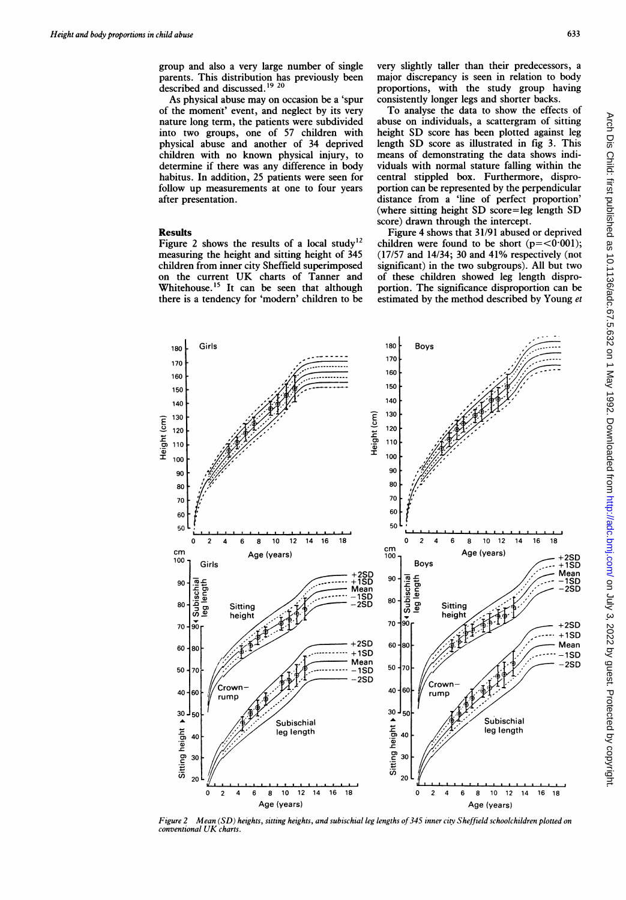group and also a very large number of single parents. This distribution has previously been described and discussed.[19 20]

As physical abuse may on occasion be a 'spur of the moment' event, and neglect by its very nature long term, the patients were subdivided into two groups, one of 57 children with physical abuse and another of 34 deprived children with no known physical injury, to determine if there was any difference in body habitus. In addition, 25 patients were seen for follow up measurements at one to four years after presentation.

## Results

Figure 2 shows the results of a local study[12] measuring the height and sitting height of 345 children from inner city Sheffield superimposed on the current UK charts of Tanner and Whitehouse.[15] It can be seen that although there is a tendency for 'modern' children to be very slightly taller than their predecessors, a major discrepancy is seen in relation to body proportions, with the study group having consistently longer legs and shorter backs.

To analyse the data to show the effects of abuse on individuals, a scattergram of sitting height SD score has been plotted against leg length SD score as illustrated in fig 3. This means of demonstrating the data shows individuals with normal stature falling within the central stippled box. Furthermore, disproportion can be represented by the perpendicular distance from a 'line of perfect proportion' (where sitting height SD score=leg length SD score) drawn through the intercept.

Figure 4 shows that 31/91 abused or deprived children were found to be short ($p=<0.001$); (17/57 and 14/34; 30 and 41% respectively (not significant) in the two subgroups). All but two of these children showed leg length disproportion. The significance disproportion can be estimated by the method described by Young *et*

*Figure 2 Mean (SD) heights, sitting heights, and subischial leg lengths of 345 inner city Sheffield schoolchildren plotted on conventional UK charts.*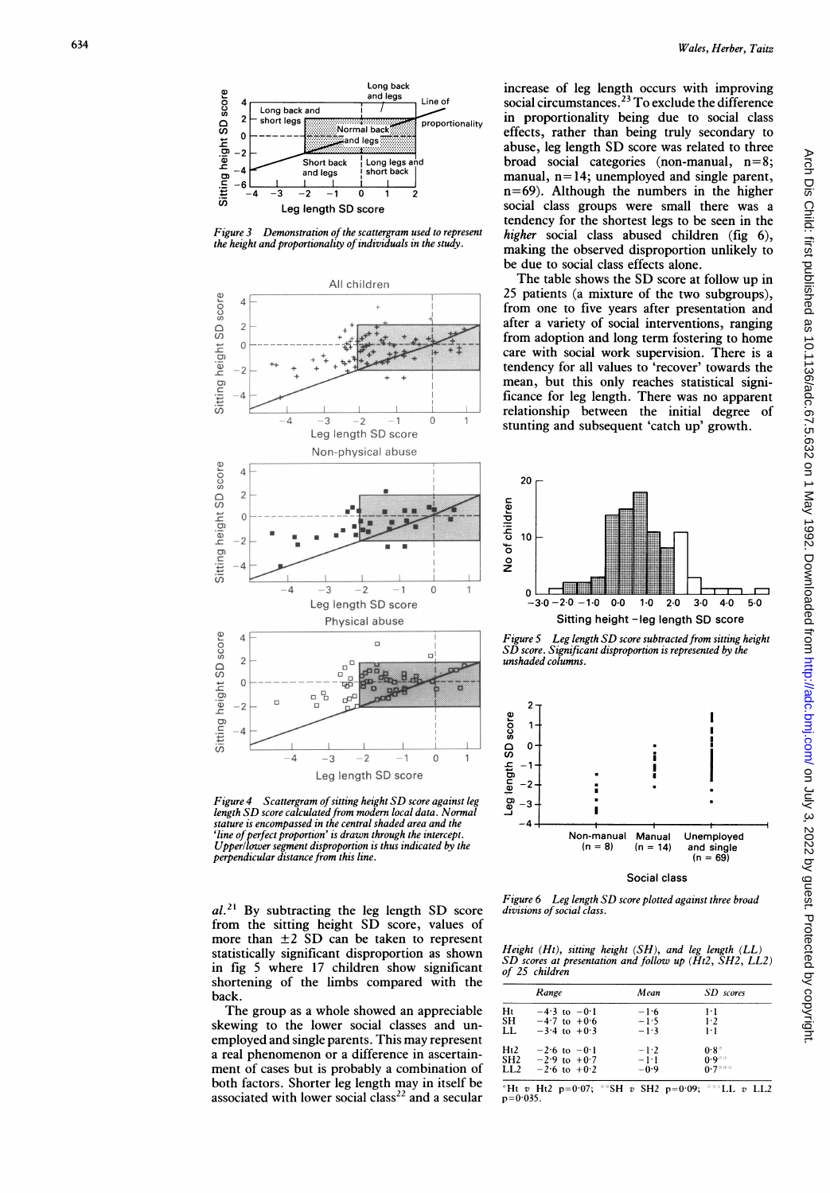*Figure 3 Demonstration of the scattergram used to represent the height and proportionality of individuals in the study.*

*Figure 4 Scattergram of sitting height SD score against leg length SD score calculated from modern local data. Normal stature is encompassed in the central shaded area and the 'line of perfect proportion' is drawn through the intercept. Upper/lower segment disproportion is thus indicated by the perpendicular distance from this line.*

al.[21] By subtracting the leg length SD score from the sitting height SD score, values of more than ±2 SD can be taken to represent statistically significant disproportion as shown in fig 5 where 17 children show significant shortening of the limbs compared with the back.

The group as a whole showed an appreciable skewing to the lower social classes and unemployed and single parents. This may represent a real phenomenon or a difference in ascertainment of cases but is probably a combination of both factors. Shorter leg length may in itself be associated with lower social class[22] and a secular increase of leg length occurs with improving social circumstances.[23] To exclude the difference in proportionality being due to social class effects, rather than being truly secondary to abuse, leg length SD score was related to three broad social categories (non-manual, n=8; manual, n=14; unemployed and single parent, n=69). Although the numbers in the higher social class groups were small there was a tendency for the shortest legs to be seen in the *higher* social class abused children (fig 6), making the observed disproportion unlikely to be due to social class effects alone.

The table shows the SD score at follow up in 25 patients (a mixture of the two subgroups), from one to five years after presentation and after a variety of social interventions, ranging from adoption and long term fostering to home care with social work supervision. There is a tendency for all values to 'recover' towards the mean, but this only reaches statistical significance for leg length. There was no apparent relationship between the initial degree of stunting and subsequent 'catch up' growth.

*Figure 5 Leg length SD score subtracted from sitting height SD score. Significant disproportion is represented by the unshaded columns.*

*Figure 6 Leg length SD score plotted against three broad divisions of social class.*

*Height (Ht), sitting height (SH), and leg length (LL) SD scores at presentation and follow up (Ht2, SH2, LL2) of 25 children*

| | Range | Mean | SD scores |
|---|---|---|---|
| Ht | −4·3 to −0·1 | −1·6 | 1·1 |
| SH | −4·7 to +0·6 | −1·5 | 1·2 |
| LL | −3·4 to +0·3 | −1·3 | 1·1 |
| Ht2 | −2·6 to −0·1 | −1·2 | 0·8* |
| SH2 | −2·9 to +0·7 | −1·1 | 0·9** |
| LL2 | −2·6 to +0·2 | −0·9 | 0·7*** |

*Ht *v* Ht2 p=0·07; **SH *v* SH2 p=0·09; ***LL *v* LL2 p=0·035.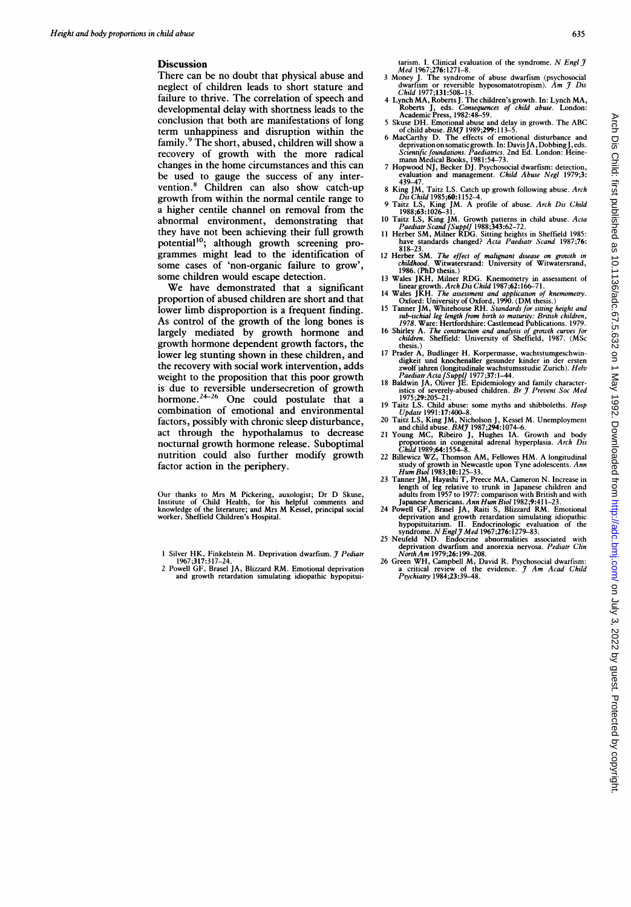## Discussion

There can be no doubt that physical abuse and neglect of children leads to short stature and failure to thrive. The correlation of speech and developmental delay with shortness leads to the conclusion that both are manifestations of long term unhappiness and disruption within the family.[9] The short, abused, children will show a recovery of growth with the more radical changes in the home circumstances and this can be used to gauge the success of any intervention.[8] Children can also show catch-up growth from within the normal centile range to a higher centile channel on removal from the abnormal environment, demonstrating that they have not been achieving their full growth potential[10]; although growth screening programmes might lead to the identification of some cases of 'non-organic failure to grow', some children would escape detection.

We have demonstrated that a significant proportion of abused children are short and that lower limb disproportion is a frequent finding. As control of the growth of the long bones is largely mediated by growth hormone and growth hormone dependent growth factors, the lower leg stunting shown in these children, and the recovery with social work intervention, adds weight to the proposition that this poor growth is due to reversible undersecretion of growth hormone.[24–26] One could postulate that a combination of emotional and environmental factors, possibly with chronic sleep disturbance, act through the hypothalamus to decrease nocturnal growth hormone release. Suboptimal nutrition could also further modify growth factor action in the periphery.

Our thanks to Mrs M Pickering, auxologist; Dr D Skuse, Institute of Child Health, for his helpful comments and knowledge of the literature; and Mrs M Kessel, principal social worker, Sheffield Children's Hospital.

1 Silver HK, Finkelstein M. Deprivation dwarfism. *J Pediatr* 1967;**317**:317–24.
2 Powell GF, Brasel JA, Blizzard RM. Emotional deprivation and growth retardation simulating idiopathic hypopituitarism. I. Clinical evaluation of the syndrome. *N Engl J Med* 1967;**276**:1271–8.
3 Money J. The syndrome of abuse dwarfism (psychosocial dwarfism or reversible hyposomatotropism). *Am J Dis Child* 1977;**131**:508–13.
4 Lynch MA, Roberts J. The children's growth. In: Lynch MA, Roberts J, eds. *Consequences of child abuse*. London: Academic Press, 1982:48–59.
5 Skuse DH. Emotional abuse and delay in growth. The ABC of child abuse. *BMJ* 1989;**299**:113–5.
6 MacCarthy D. The effects of emotional disturbance and deprivation on somatic growth. In: Davis JA, Dobbing J, eds. *Scientific foundations. Paediatrics*. 2nd Ed. London: Heinemann Medical Books, 1981:54–73.
7 Hopwood NJ, Becker DJ. Psychosocial dwarfism: detection, evaluation and management. *Child Abuse Negl* 1979;**3**: 439–47.
8 King JM, Taitz LS. Catch up growth following abuse. *Arch Dis Child* 1985;**60**:1152–4.
9 Taitz LS, King JM. A profile of abuse. *Arch Dis Child* 1988;**63**:1026–31.
10 Taitz LS, King JM. Growth patterns in child abuse. *Acta Paediatr Scand [Suppl]* 1988;**343**:62–72.
11 Herber SM, Milner RDG. Sitting heights in Sheffield 1985: have standards changed? *Acta Paediatr Scand* 1987;**76**: 818–23.
12 Herber SM. *The effect of malignant disease on growth in childhood*. Witwatersrand: University of Witwatersrand, 1986. (PhD thesis.)
13 Wales JKH, Milner RDG. Knemometry in assessment of linear growth. *Arch Dis Child* 1987;**62**:166–71.
14 Wales JKH. *The assessment and application of knemometry*. Oxford: University of Oxford, 1990. (DM thesis.)
15 Tanner JM, Whitehouse RH. *Standards for sitting height and sub-ischial leg length from birth to maturity: British children, 1978*. Ware: Hertfordshire: Castlemead Publications. 1979.
16 Shirley A. *The construction and analysis of growth curves for children*. Sheffield: University of Sheffield, 1987. (MSc thesis.)
17 Prader A, Budlinger H. Korpermasse, wachtstumgeschwindigkeit und knochenaller gesunder kinder in der ersten zwolf jahren (longitudinale wachstumsstudie Zurich). *Helv Paediatr Acta [Suppl]* 1977;**37**:1–44.
18 Baldwin JA, Oliver JE. Epidemiology and family characteristics of severely-abused children. *Br J Prevent Soc Med* 1975;**29**:205–21.
19 Taitz LS. Child abuse: some myths and shibboleths. *Hosp Update* 1991:**17**:400–8.
20 Taitz LS, King JM, Nicholson J, Kessel M. Unemployment and child abuse. *BMJ* 1987;**294**:1074–6.
21 Young MC, Ribeiro J, Hughes IA. Growth and body proportions in congenital adrenal hyperplasia. *Arch Dis Child* 1989;**64**:1554–8.
22 Billewicz WZ, Thomson AM, Fellowes HM. A longitudinal study of growth in Newcastle upon Tyne adolescents. *Ann Hum Biol* 1983;**10**:125–33.
23 Tanner JM, Hayashi T, Preece MA, Cameron N. Increase in length of leg relative to trunk in Japanese children and adults from 1957 to 1977: comparison with British and with Japanese Americans. *Ann Hum Biol* 1982;**9**:411–23.
24 Powell GF, Brasel JA, Raiti S, Blizzard RM. Emotional deprivation and growth retardation simulating idiopathic hypopituitarism. II. Endocrinologic evaluation of the syndrome. *N Engl J Med* 1967;**276**:1279–83.
25 Neufeld ND. Endocrine abnormalities associated with deprivation dwarfism and anorexia nervosa. *Pediatr Clin North Am* 1979;**26**:199–208.
26 Green WH, Campbell M, David R. Psychosocial dwarfism: a critical review of the evidence. *J Am Acad Child Psychiatry* 1984;**23**:39–48.